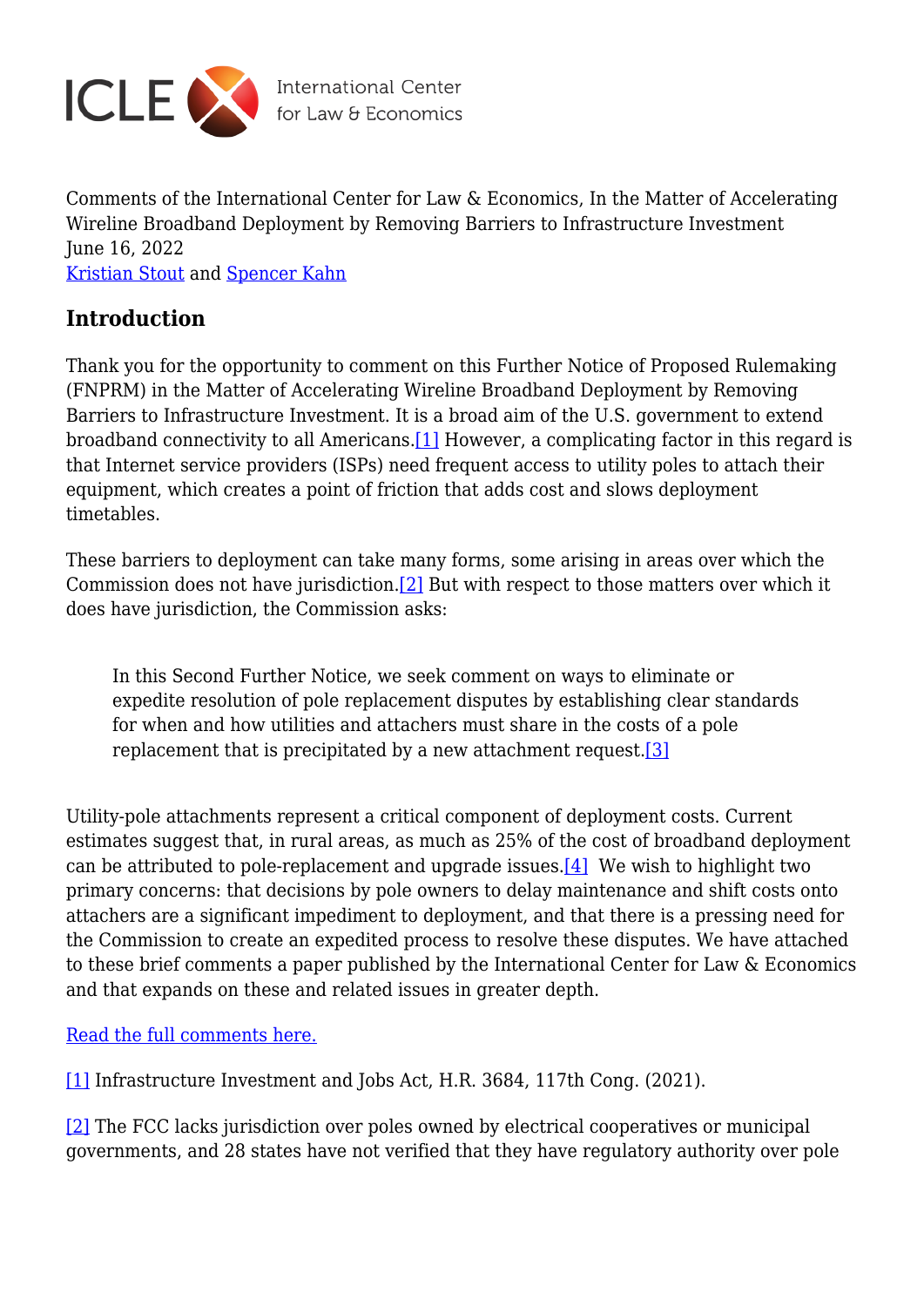Comments of the International Center for Law & Economics, In the Matter of Accelerating Wireline Broadband Deployment by Removing Barriers to Infrastructure Investment
June 16, 2022
Kristian Stout and Spencer Kahn

## Introduction

Thank you for the opportunity to comment on this Further Notice of Proposed Rulemaking (FNPRM) in the Matter of Accelerating Wireline Broadband Deployment by Removing Barriers to Infrastructure Investment. It is a broad aim of the U.S. government to extend broadband connectivity to all Americans.[1] However, a complicating factor in this regard is that Internet service providers (ISPs) need frequent access to utility poles to attach their equipment, which creates a point of friction that adds cost and slows deployment timetables.

These barriers to deployment can take many forms, some arising in areas over which the Commission does not have jurisdiction.[2] But with respect to those matters over which it does have jurisdiction, the Commission asks:

> In this Second Further Notice, we seek comment on ways to eliminate or expedite resolution of pole replacement disputes by establishing clear standards for when and how utilities and attachers must share in the costs of a pole replacement that is precipitated by a new attachment request.[3]

Utility-pole attachments represent a critical component of deployment costs. Current estimates suggest that, in rural areas, as much as 25% of the cost of broadband deployment can be attributed to pole-replacement and upgrade issues.[4] We wish to highlight two primary concerns: that decisions by pole owners to delay maintenance and shift costs onto attachers are a significant impediment to deployment, and that there is a pressing need for the Commission to create an expedited process to resolve these disputes. We have attached to these brief comments a paper published by the International Center for Law & Economics and that expands on these and related issues in greater depth.

Read the full comments here.

[1] Infrastructure Investment and Jobs Act, H.R. 3684, 117th Cong. (2021).

[2] The FCC lacks jurisdiction over poles owned by electrical cooperatives or municipal governments, and 28 states have not verified that they have regulatory authority over pole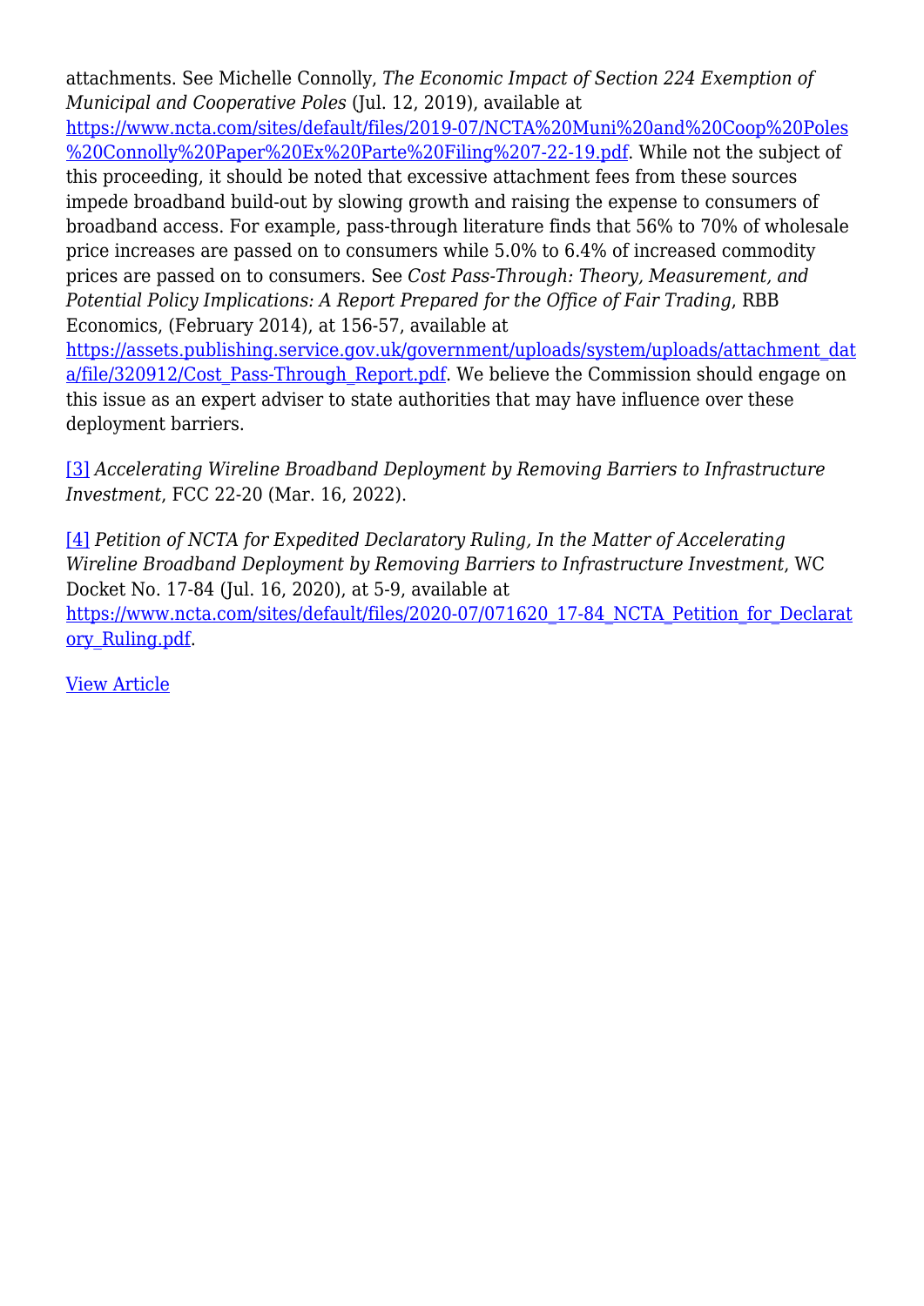attachments. See Michelle Connolly, *The Economic Impact of Section 224 Exemption of Municipal and Cooperative Poles* (Jul. 12, 2019), available at [https://www.ncta.com/sites/default/files/2019-07/NCTA%20Muni%20and%20Coop%20Poles%20Connolly%20Paper%20Ex%20Parte%20Filing%207-22-19.pdf](https://www.ncta.com/sites/default/files/2019-07/NCTA%20Muni%20and%20Coop%20Poles%20Connolly%20Paper%20Ex%20Parte%20Filing%207-22-19.pdf). While not the subject of this proceeding, it should be noted that excessive attachment fees from these sources impede broadband build-out by slowing growth and raising the expense to consumers of broadband access. For example, pass-through literature finds that 56% to 70% of wholesale price increases are passed on to consumers while 5.0% to 6.4% of increased commodity prices are passed on to consumers. See *Cost Pass-Through: Theory, Measurement, and Potential Policy Implications: A Report Prepared for the Office of Fair Trading*, RBB Economics, (February 2014), at 156-57, available at [https://assets.publishing.service.gov.uk/government/uploads/system/uploads/attachment_data/file/320912/Cost_Pass-Through_Report.pdf](https://assets.publishing.service.gov.uk/government/uploads/system/uploads/attachment_data/file/320912/Cost_Pass-Through_Report.pdf). We believe the Commission should engage on this issue as an expert adviser to state authorities that may have influence over these deployment barriers.

[3] *Accelerating Wireline Broadband Deployment by Removing Barriers to Infrastructure Investment*, FCC 22-20 (Mar. 16, 2022).

[4] *Petition of NCTA for Expedited Declaratory Ruling, In the Matter of Accelerating Wireline Broadband Deployment by Removing Barriers to Infrastructure Investment*, WC Docket No. 17-84 (Jul. 16, 2020), at 5-9, available at [https://www.ncta.com/sites/default/files/2020-07/071620_17-84_NCTA_Petition_for_Declaratory_Ruling.pdf](https://www.ncta.com/sites/default/files/2020-07/071620_17-84_NCTA_Petition_for_Declaratory_Ruling.pdf).

View Article